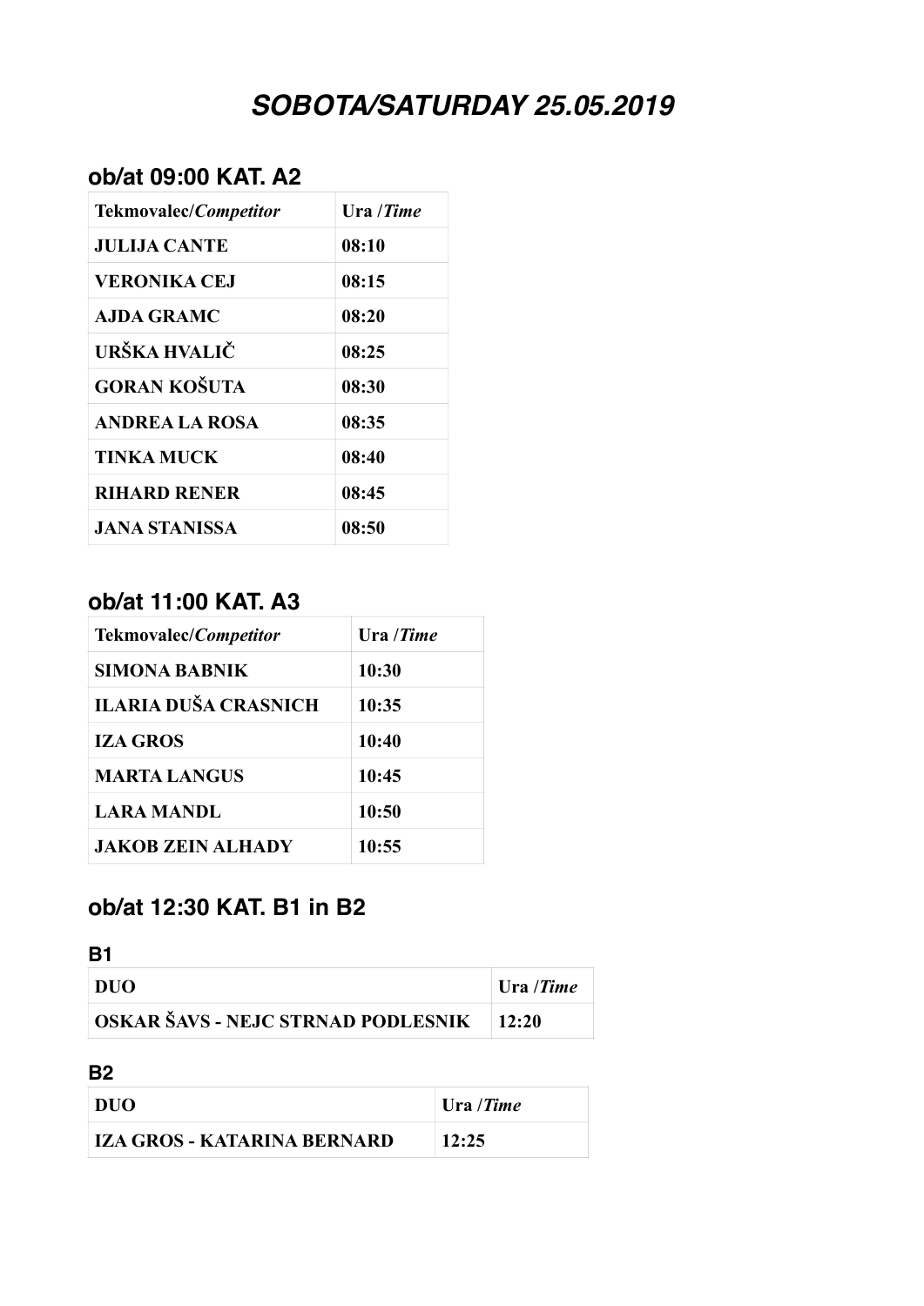# *SOBOTA/SATURDAY 25.05.2019*

## ob/at 09:00 KAT. A2

| **Tekmovalec/*Competitor*** | **Ura /*Time*** |
|---|---|
| **JULIJA CANTE** | **08:10** |
| **VERONIKA CEJ** | **08:15** |
| **AJDA GRAMC** | **08:20** |
| **URŠKA HVALIČ** | **08:25** |
| **GORAN KOŠUTA** | **08:30** |
| **ANDREA LA ROSA** | **08:35** |
| **TINKA MUCK** | **08:40** |
| **RIHARD RENER** | **08:45** |
| **JANA STANISSA** | **08:50** |

## ob/at 11:00 KAT. A3

| **Tekmovalec/*Competitor*** | **Ura /*Time*** |
|---|---|
| **SIMONA BABNIK** | **10:30** |
| **ILARIA DUŠA CRASNICH** | **10:35** |
| **IZA GROS** | **10:40** |
| **MARTA LANGUS** | **10:45** |
| **LARA MANDL** | **10:50** |
| **JAKOB ZEIN ALHADY** | **10:55** |

## ob/at 12:30 KAT. B1 in B2

### B1

| **DUO** | **Ura /*Time*** |
|---|---|
| **OSKAR ŠAVS - NEJC STRNAD PODLESNIK** | **12:20** |

### B2

| **DUO** | **Ura /*Time*** |
|---|---|
| **IZA GROS - KATARINA BERNARD** | **12:25** |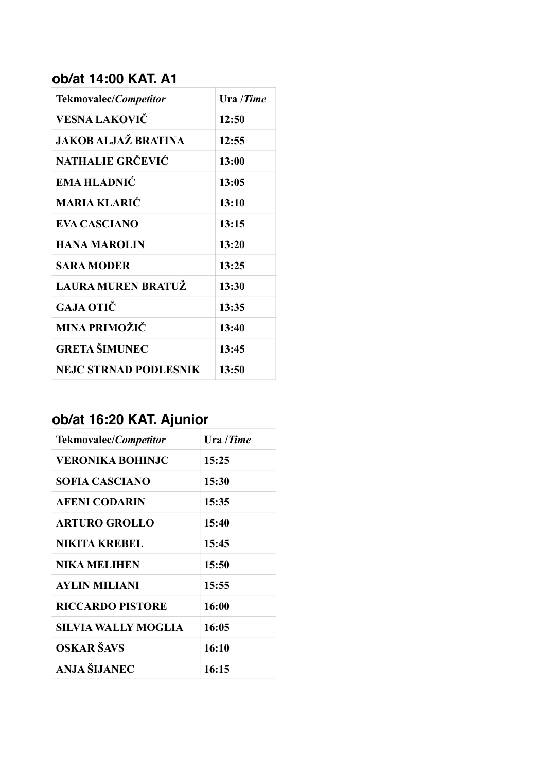## ob/at 14:00 KAT. A1

| **Tekmovalec/*Competitor*** | **Ura /*Time*** |
| --- | --- |
| **VESNA LAKOVIČ** | **12:50** |
| **JAKOB ALJAŽ BRATINA** | **12:55** |
| **NATHALIE GRČEVIĆ** | **13:00** |
| **EMA HLADNIĆ** | **13:05** |
| **MARIA KLARIĆ** | **13:10** |
| **EVA CASCIANO** | **13:15** |
| **HANA MAROLIN** | **13:20** |
| **SARA MODER** | **13:25** |
| **LAURA MUREN BRATUŽ** | **13:30** |
| **GAJA OTIČ** | **13:35** |
| **MINA PRIMOŽIČ** | **13:40** |
| **GRETA ŠIMUNEC** | **13:45** |
| **NEJC STRNAD PODLESNIK** | **13:50** |

## ob/at 16:20 KAT. Ajunior

| **Tekmovalec/*Competitor*** | **Ura /*Time*** |
| --- | --- |
| **VERONIKA BOHINJC** | **15:25** |
| **SOFIA CASCIANO** | **15:30** |
| **AFENI CODARIN** | **15:35** |
| **ARTURO GROLLO** | **15:40** |
| **NIKITA KREBEL** | **15:45** |
| **NIKA MELIHEN** | **15:50** |
| **AYLIN MILIANI** | **15:55** |
| **RICCARDO PISTORE** | **16:00** |
| **SILVIA WALLY MOGLIA** | **16:05** |
| **OSKAR ŠAVS** | **16:10** |
| **ANJA ŠIJANEC** | **16:15** |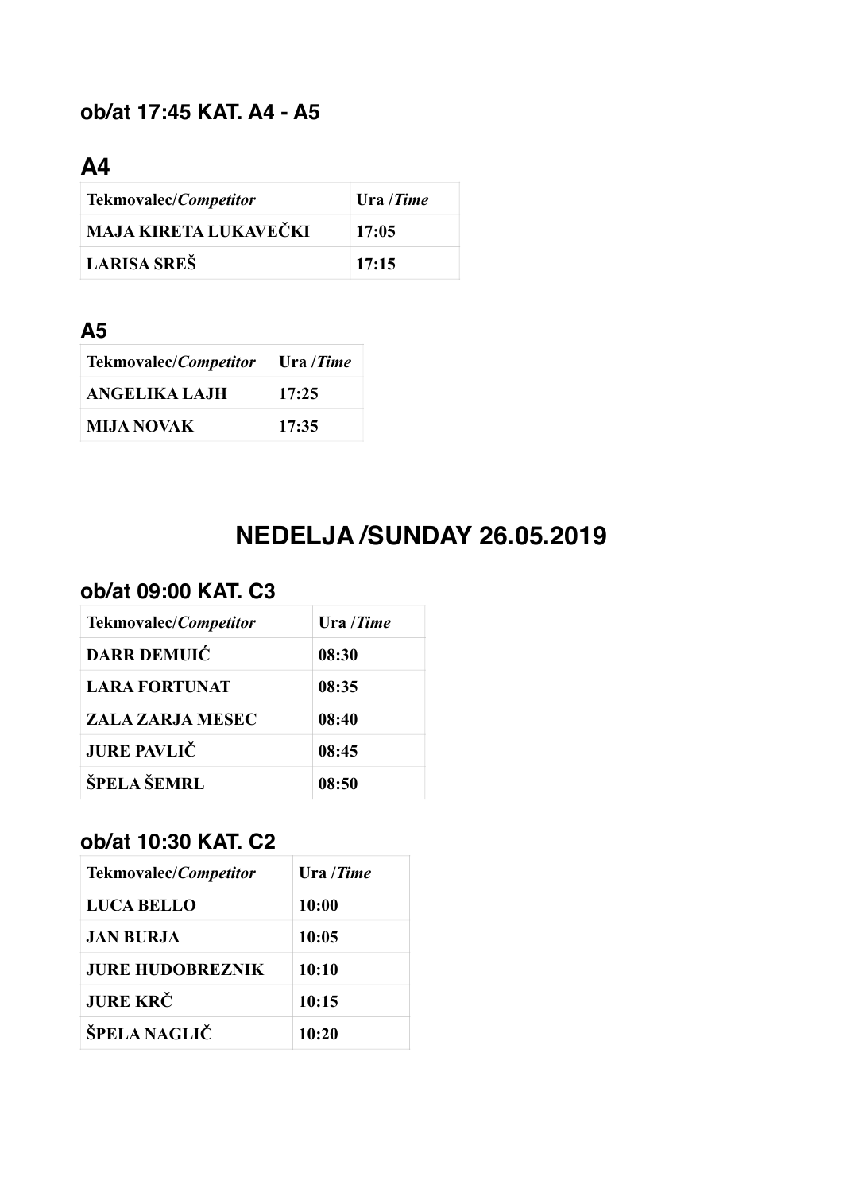### ob/at 17:45 KAT. A4 - A5

## A4

| Tekmovalec/*Competitor* | Ura /*Time* |
|---|---|
| **MAJA KIRETA LUKAVEČKI** | **17:05** |
| **LARISA SREŠ** | **17:15** |

## A5

| Tekmovalec/*Competitor* | Ura /*Time* |
|---|---|
| **ANGELIKA LAJH** | **17:25** |
| **MIJA NOVAK** | **17:35** |

# NEDELJA /SUNDAY 26.05.2019

### ob/at 09:00 KAT. C3

| Tekmovalec/*Competitor* | Ura /*Time* |
|---|---|
| **DARR DEMUIĆ** | **08:30** |
| **LARA FORTUNAT** | **08:35** |
| **ZALA ZARJA MESEC** | **08:40** |
| **JURE PAVLIČ** | **08:45** |
| **ŠPELA ŠEMRL** | **08:50** |

### ob/at 10:30 KAT. C2

| Tekmovalec/*Competitor* | Ura /*Time* |
|---|---|
| **LUCA BELLO** | **10:00** |
| **JAN BURJA** | **10:05** |
| **JURE HUDOBREZNIK** | **10:10** |
| **JURE KRČ** | **10:15** |
| **ŠPELA NAGLIČ** | **10:20** |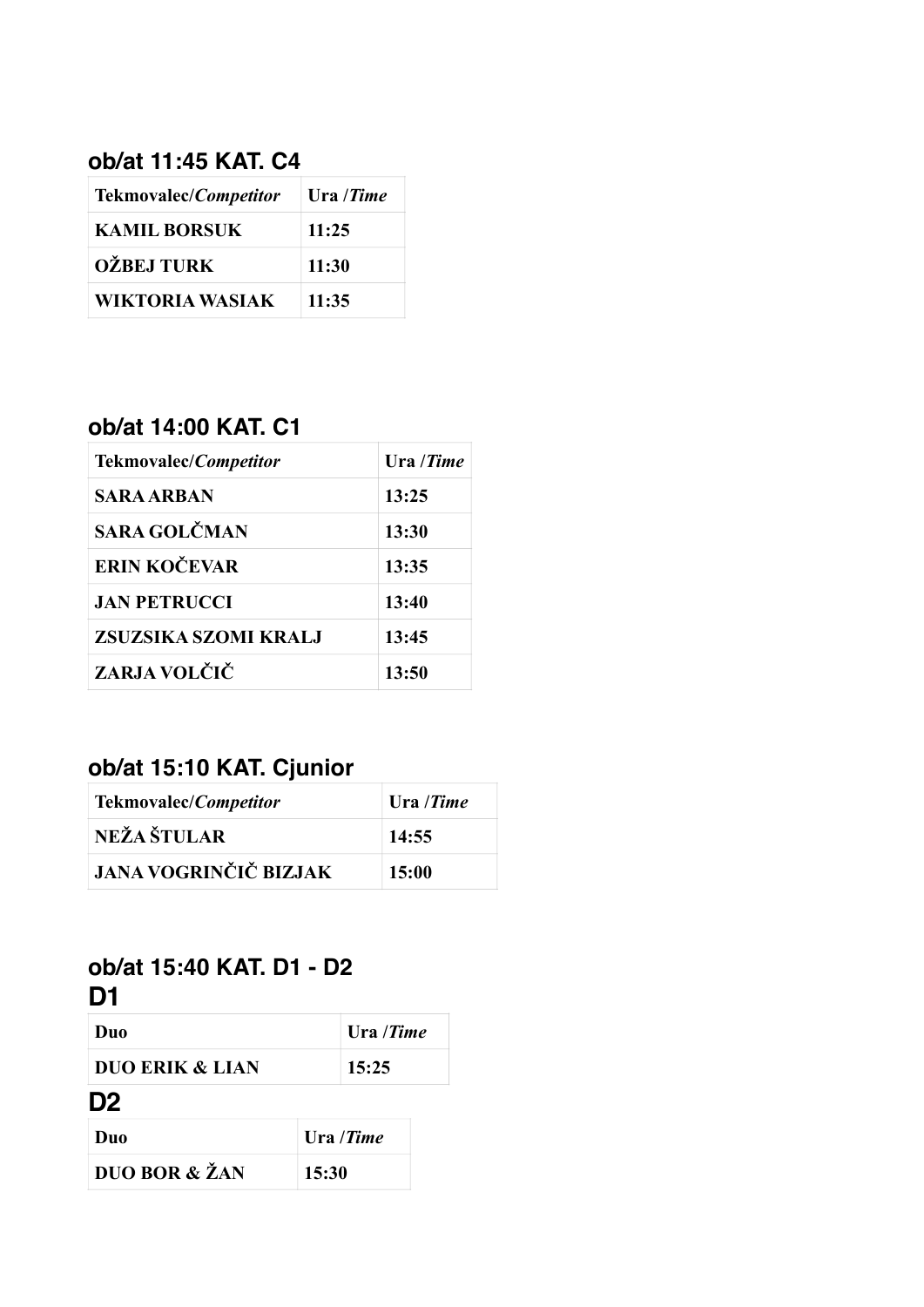## ob/at 11:45 KAT. C4

| **Tekmovalec/*Competitor*** | **Ura /*Time*** |
|---|---|
| **KAMIL BORSUK** | **11:25** |
| **OŽBEJ TURK** | **11:30** |
| **WIKTORIA WASIAK** | **11:35** |

## ob/at 14:00 KAT. C1

| **Tekmovalec/*Competitor*** | **Ura /*Time*** |
|---|---|
| **SARA ARBAN** | **13:25** |
| **SARA GOLČMAN** | **13:30** |
| **ERIN KOČEVAR** | **13:35** |
| **JAN PETRUCCI** | **13:40** |
| **ZSUZSIKA SZOMI KRALJ** | **13:45** |
| **ZARJA VOLČIČ** | **13:50** |

## ob/at 15:10 KAT. Cjunior

| **Tekmovalec/*Competitor*** | **Ura /*Time*** |
|---|---|
| **NEŽA ŠTULAR** | **14:55** |
| **JANA VOGRINČIČ BIZJAK** | **15:00** |

## ob/at 15:40 KAT. D1 - D2

## D1

| **Duo** | **Ura /*Time*** |
|---|---|
| **DUO ERIK & LIAN** | **15:25** |

## D2

| **Duo** | **Ura /*Time*** |
|---|---|
| **DUO BOR & ŽAN** | **15:30** |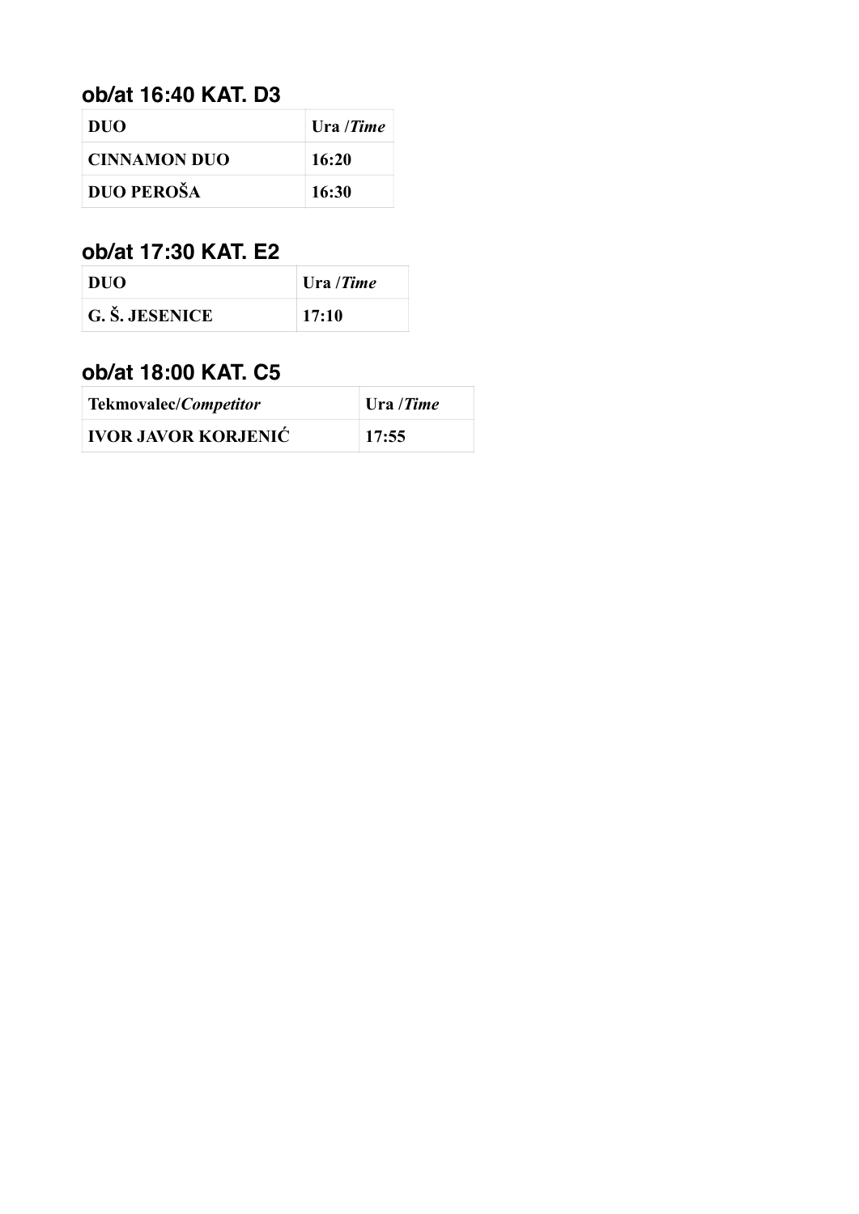## ob/at 16:40 KAT. D3

| **DUO** | **Ura /*Time*** |
|---|---|
| **CINNAMON DUO** | **16:20** |
| **DUO PEROŠA** | **16:30** |

## ob/at 17:30 KAT. E2

| **DUO** | **Ura /*Time*** |
|---|---|
| **G. Š. JESENICE** | **17:10** |

## ob/at 18:00 KAT. C5

| **Tekmovalec/*Competitor*** | **Ura /*Time*** |
|---|---|
| **IVOR JAVOR KORJENIĆ** | **17:55** |